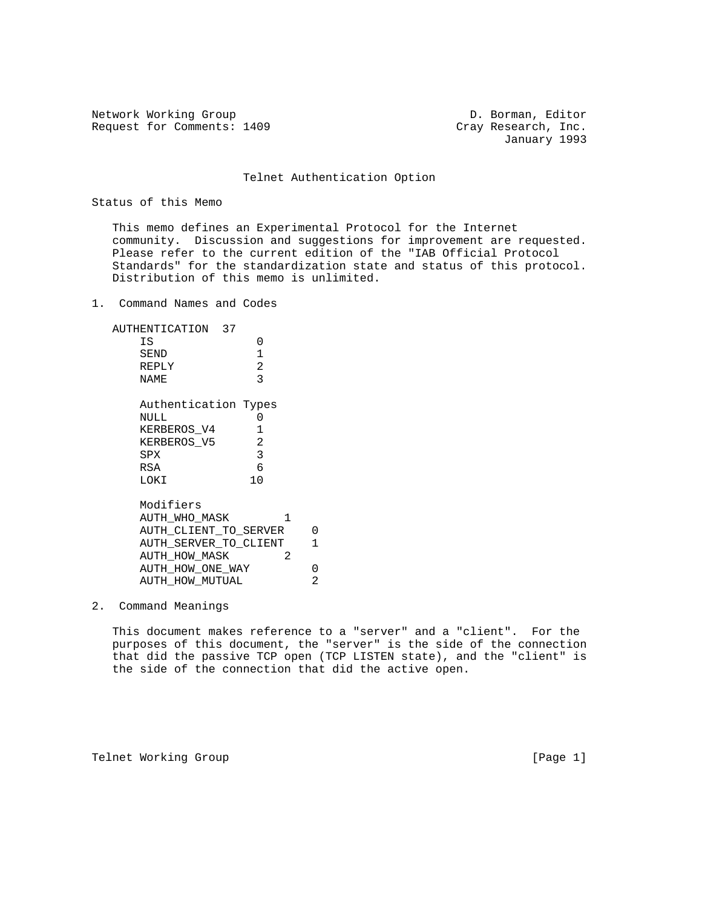Network Working Group                                     D. Borman, Editor
Request for Comments: 1409                                Cray Research, Inc.
                                                                 January 1993

# Telnet Authentication Option

## Status of this Memo

This memo defines an Experimental Protocol for the Internet community. Discussion and suggestions for improvement are requested. Please refer to the current edition of the "IAB Official Protocol Standards" for the standardization state and status of this protocol. Distribution of this memo is unlimited.

## 1. Command Names and Codes

```
AUTHENTICATION  37
    IS              0
    SEND            1
    REPLY           2
    NAME            3

    Authentication Types
    NULL            0
    KERBEROS_V4     1
    KERBEROS_V5     2
    SPX             3
    RSA             6
    LOKI           10

    Modifiers
    AUTH_WHO_MASK        1
    AUTH_CLIENT_TO_SERVER    0
    AUTH_SERVER_TO_CLIENT    1
    AUTH_HOW_MASK        2
    AUTH_HOW_ONE_WAY         0
    AUTH_HOW_MUTUAL          2
```

## 2. Command Meanings

This document makes reference to a "server" and a "client". For the purposes of this document, the "server" is the side of the connection that did the passive TCP open (TCP LISTEN state), and the "client" is the side of the connection that did the active open.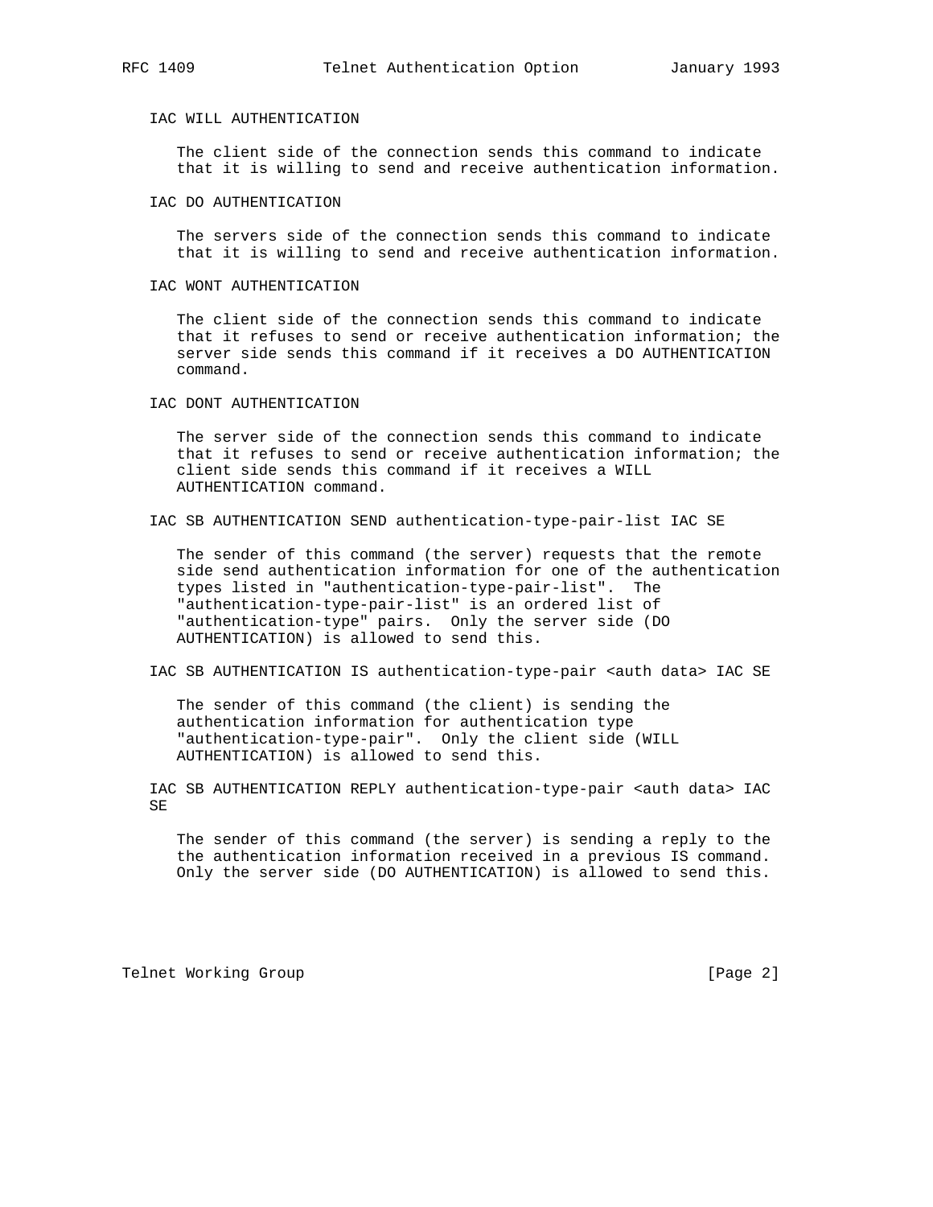IAC WILL AUTHENTICATION

The client side of the connection sends this command to indicate that it is willing to send and receive authentication information.

IAC DO AUTHENTICATION

The servers side of the connection sends this command to indicate that it is willing to send and receive authentication information.

IAC WONT AUTHENTICATION

The client side of the connection sends this command to indicate that it refuses to send or receive authentication information; the server side sends this command if it receives a DO AUTHENTICATION command.

IAC DONT AUTHENTICATION

The server side of the connection sends this command to indicate that it refuses to send or receive authentication information; the client side sends this command if it receives a WILL AUTHENTICATION command.

IAC SB AUTHENTICATION SEND authentication-type-pair-list IAC SE

The sender of this command (the server) requests that the remote side send authentication information for one of the authentication types listed in "authentication-type-pair-list". The "authentication-type-pair-list" is an ordered list of "authentication-type" pairs. Only the server side (DO AUTHENTICATION) is allowed to send this.

IAC SB AUTHENTICATION IS authentication-type-pair <auth data> IAC SE

The sender of this command (the client) is sending the authentication information for authentication type "authentication-type-pair". Only the client side (WILL AUTHENTICATION) is allowed to send this.

IAC SB AUTHENTICATION REPLY authentication-type-pair <auth data> IAC SE

The sender of this command (the server) is sending a reply to the the authentication information received in a previous IS command. Only the server side (DO AUTHENTICATION) is allowed to send this.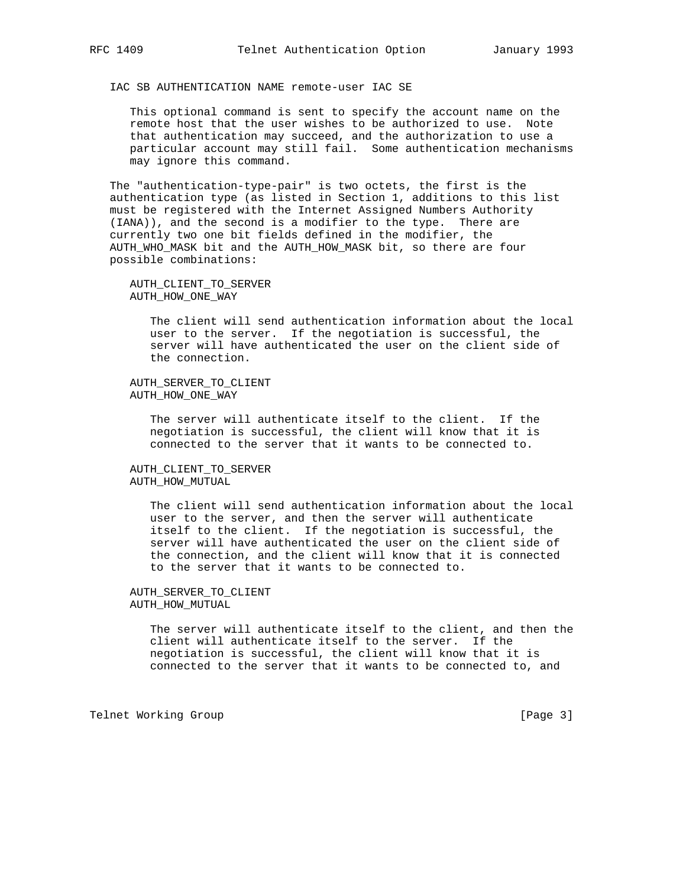IAC SB AUTHENTICATION NAME remote-user IAC SE

This optional command is sent to specify the account name on the remote host that the user wishes to be authorized to use. Note that authentication may succeed, and the authorization to use a particular account may still fail. Some authentication mechanisms may ignore this command.

The "authentication-type-pair" is two octets, the first is the authentication type (as listed in Section 1, additions to this list must be registered with the Internet Assigned Numbers Authority (IANA)), and the second is a modifier to the type. There are currently two one bit fields defined in the modifier, the AUTH_WHO_MASK bit and the AUTH_HOW_MASK bit, so there are four possible combinations:

AUTH_CLIENT_TO_SERVER
AUTH_HOW_ONE_WAY

The client will send authentication information about the local user to the server. If the negotiation is successful, the server will have authenticated the user on the client side of the connection.

AUTH_SERVER_TO_CLIENT
AUTH_HOW_ONE_WAY

The server will authenticate itself to the client. If the negotiation is successful, the client will know that it is connected to the server that it wants to be connected to.

AUTH_CLIENT_TO_SERVER
AUTH_HOW_MUTUAL

The client will send authentication information about the local user to the server, and then the server will authenticate itself to the client. If the negotiation is successful, the server will have authenticated the user on the client side of the connection, and the client will know that it is connected to the server that it wants to be connected to.

AUTH_SERVER_TO_CLIENT
AUTH_HOW_MUTUAL

The server will authenticate itself to the client, and then the client will authenticate itself to the server. If the negotiation is successful, the client will know that it is connected to the server that it wants to be connected to, and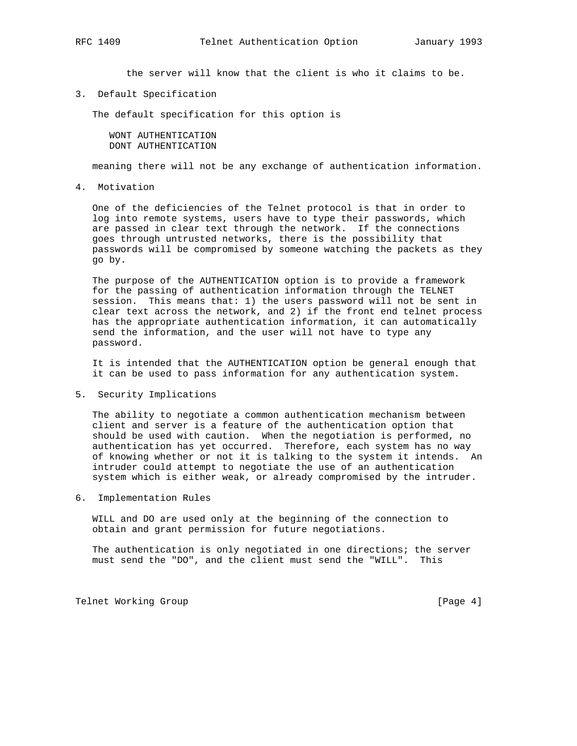the server will know that the client is who it claims to be.

## 3. Default Specification

The default specification for this option is

```
WONT AUTHENTICATION
DONT AUTHENTICATION
```

meaning there will not be any exchange of authentication information.

## 4. Motivation

One of the deficiencies of the Telnet protocol is that in order to log into remote systems, users have to type their passwords, which are passed in clear text through the network. If the connections goes through untrusted networks, there is the possibility that passwords will be compromised by someone watching the packets as they go by.

The purpose of the AUTHENTICATION option is to provide a framework for the passing of authentication information through the TELNET session. This means that: 1) the users password will not be sent in clear text across the network, and 2) if the front end telnet process has the appropriate authentication information, it can automatically send the information, and the user will not have to type any password.

It is intended that the AUTHENTICATION option be general enough that it can be used to pass information for any authentication system.

## 5. Security Implications

The ability to negotiate a common authentication mechanism between client and server is a feature of the authentication option that should be used with caution. When the negotiation is performed, no authentication has yet occurred. Therefore, each system has no way of knowing whether or not it is talking to the system it intends. An intruder could attempt to negotiate the use of an authentication system which is either weak, or already compromised by the intruder.

## 6. Implementation Rules

WILL and DO are used only at the beginning of the connection to obtain and grant permission for future negotiations.

The authentication is only negotiated in one directions; the server must send the "DO", and the client must send the "WILL". This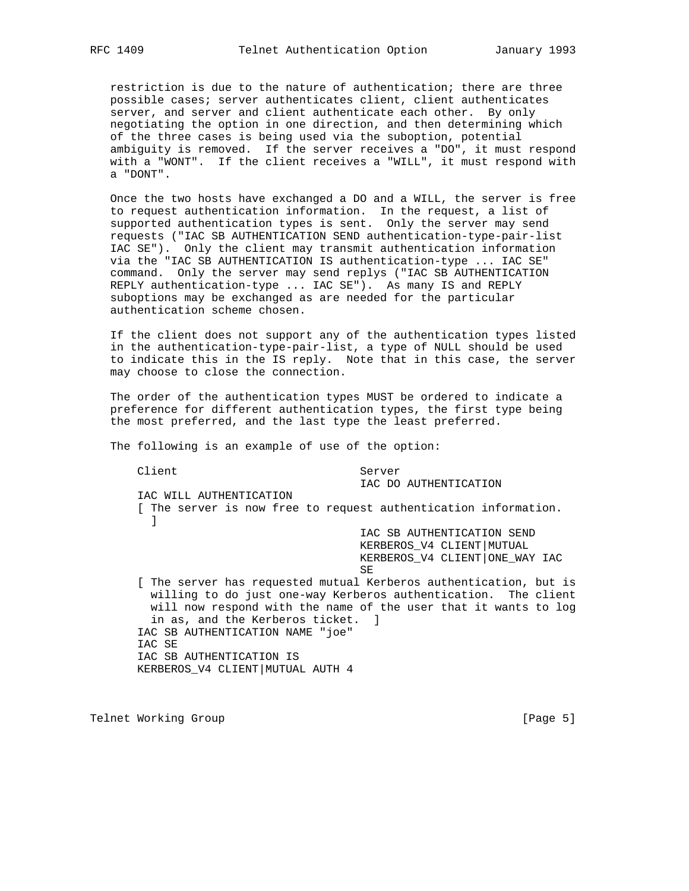restriction is due to the nature of authentication; there are three possible cases; server authenticates client, client authenticates server, and server and client authenticate each other. By only negotiating the option in one direction, and then determining which of the three cases is being used via the suboption, potential ambiguity is removed. If the server receives a "DO", it must respond with a "WONT". If the client receives a "WILL", it must respond with a "DONT".

Once the two hosts have exchanged a DO and a WILL, the server is free to request authentication information. In the request, a list of supported authentication types is sent. Only the server may send requests ("IAC SB AUTHENTICATION SEND authentication-type-pair-list IAC SE"). Only the client may transmit authentication information via the "IAC SB AUTHENTICATION IS authentication-type ... IAC SE" command. Only the server may send replys ("IAC SB AUTHENTICATION REPLY authentication-type ... IAC SE"). As many IS and REPLY suboptions may be exchanged as are needed for the particular authentication scheme chosen.

If the client does not support any of the authentication types listed in the authentication-type-pair-list, a type of NULL should be used to indicate this in the IS reply. Note that in this case, the server may choose to close the connection.

The order of the authentication types MUST be ordered to indicate a preference for different authentication types, the first type being the most preferred, and the last type the least preferred.

The following is an example of use of the option:

```
Client                          Server
                                IAC DO AUTHENTICATION
IAC WILL AUTHENTICATION
[ The server is now free to request authentication information.
  ]
                                IAC SB AUTHENTICATION SEND
                                KERBEROS_V4 CLIENT|MUTUAL
                                KERBEROS_V4 CLIENT|ONE_WAY IAC
                                SE
[ The server has requested mutual Kerberos authentication, but is
  willing to do just one-way Kerberos authentication.  The client
  will now respond with the name of the user that it wants to log
  in as, and the Kerberos ticket.  ]
IAC SB AUTHENTICATION NAME "joe"
IAC SE
IAC SB AUTHENTICATION IS
KERBEROS_V4 CLIENT|MUTUAL AUTH 4
```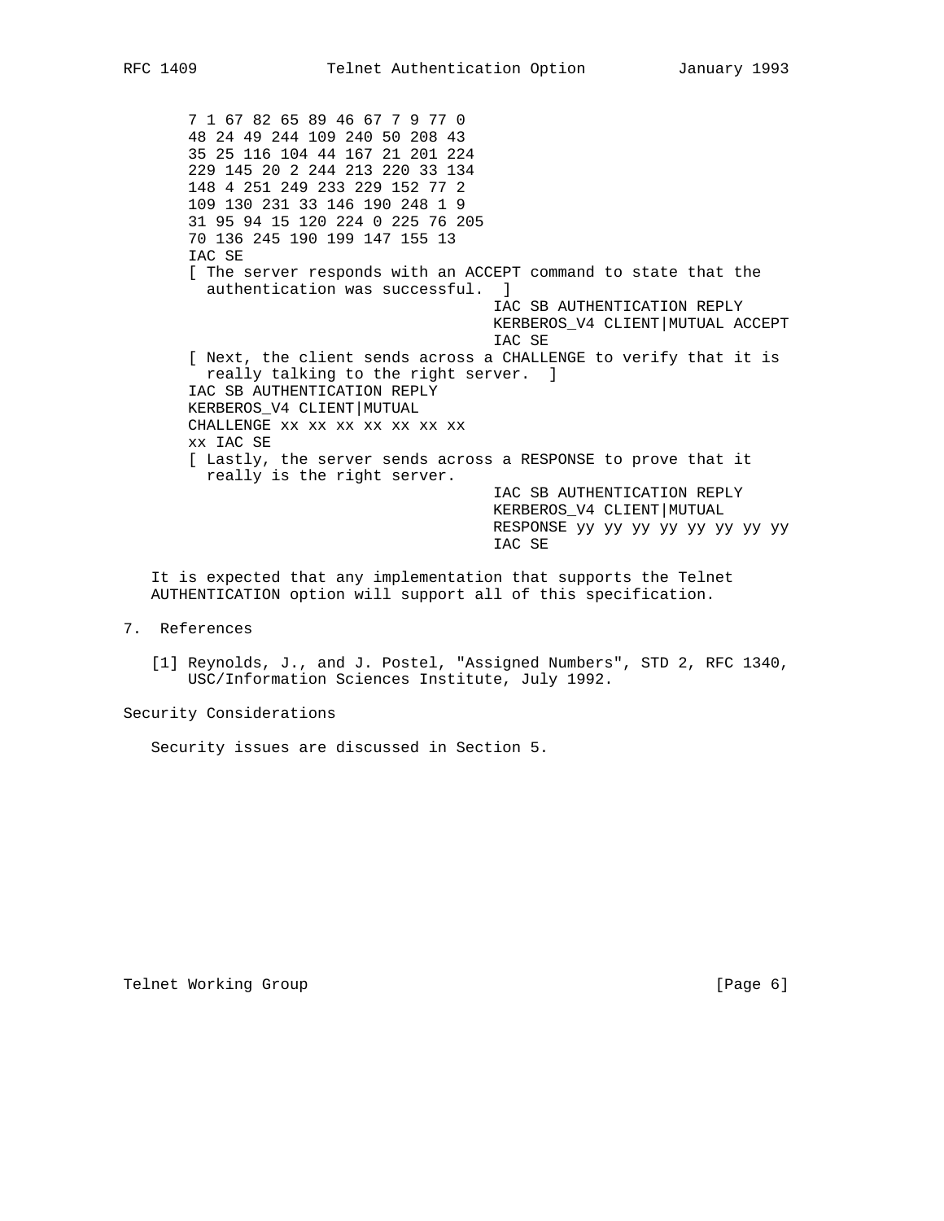```
   7 1 67 82 65 89 46 67 7 9 77 0
   48 24 49 244 109 240 50 208 43
   35 25 116 104 44 167 21 201 224
   229 145 20 2 244 213 220 33 134
   148 4 251 249 233 229 152 77 2
   109 130 231 33 146 190 248 1 9
   31 95 94 15 120 224 0 225 76 205
   70 136 245 190 199 147 155 13
   IAC SE
   [ The server responds with an ACCEPT command to state that the
     authentication was successful.  ]
                                    IAC SB AUTHENTICATION REPLY
                                    KERBEROS_V4 CLIENT|MUTUAL ACCEPT
                                    IAC SE
   [ Next, the client sends across a CHALLENGE to verify that it is
     really talking to the right server.  ]
   IAC SB AUTHENTICATION REPLY
   KERBEROS_V4 CLIENT|MUTUAL
   CHALLENGE xx xx xx xx xx xx xx
   xx IAC SE
   [ Lastly, the server sends across a RESPONSE to prove that it
     really is the right server.
                                    IAC SB AUTHENTICATION REPLY
                                    KERBEROS_V4 CLIENT|MUTUAL
                                    RESPONSE yy yy yy yy yy yy yy yy
                                    IAC SE
```

It is expected that any implementation that supports the Telnet AUTHENTICATION option will support all of this specification.

## 7. References

[1] Reynolds, J., and J. Postel, "Assigned Numbers", STD 2, RFC 1340, USC/Information Sciences Institute, July 1992.

## Security Considerations

Security issues are discussed in Section 5.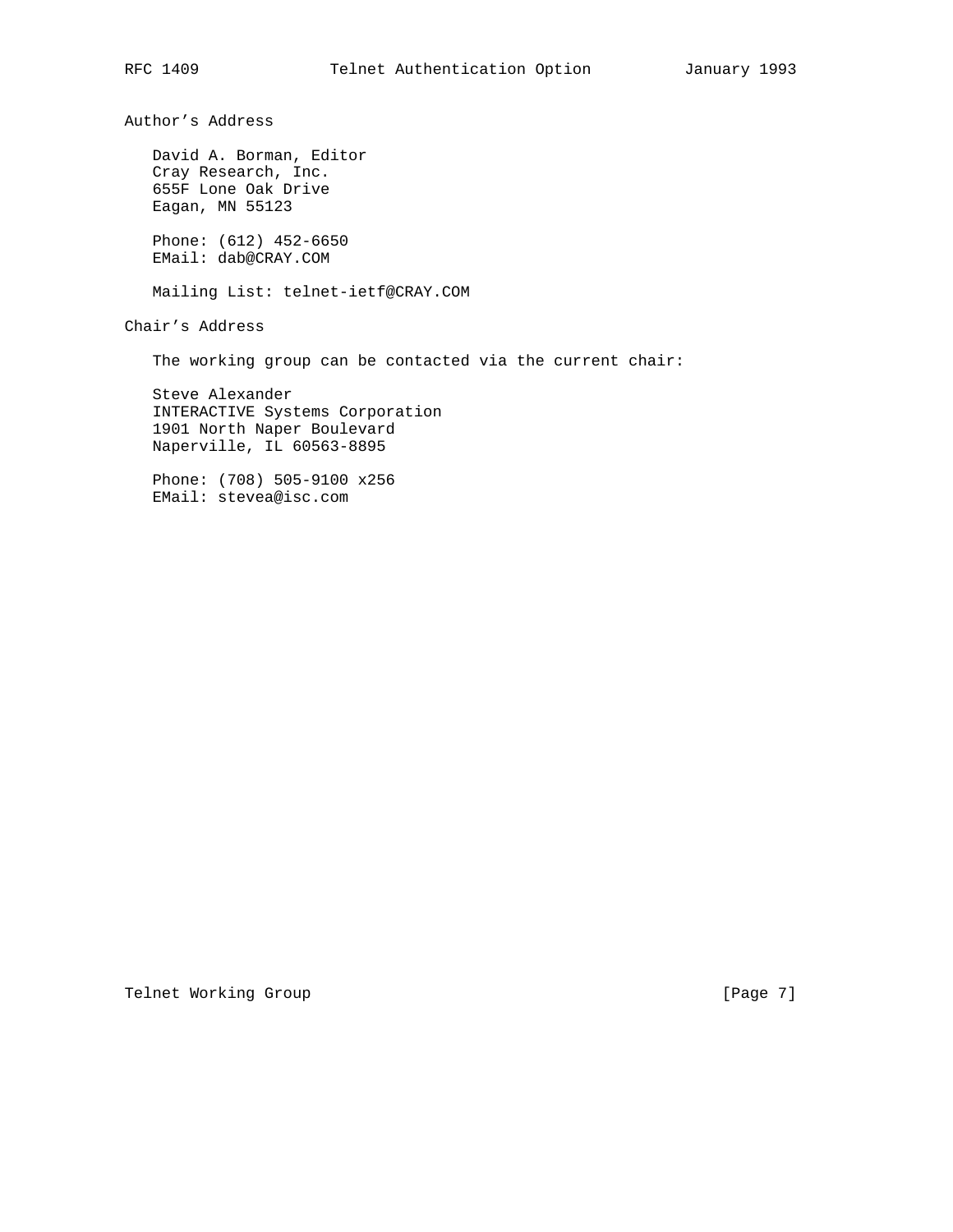## Author's Address

David A. Borman, Editor
Cray Research, Inc.
655F Lone Oak Drive
Eagan, MN 55123

Phone: (612) 452-6650
EMail: dab@CRAY.COM

Mailing List: telnet-ietf@CRAY.COM

## Chair's Address

The working group can be contacted via the current chair:

Steve Alexander
INTERACTIVE Systems Corporation
1901 North Naper Boulevard
Naperville, IL 60563-8895

Phone: (708) 505-9100 x256
EMail: stevea@isc.com